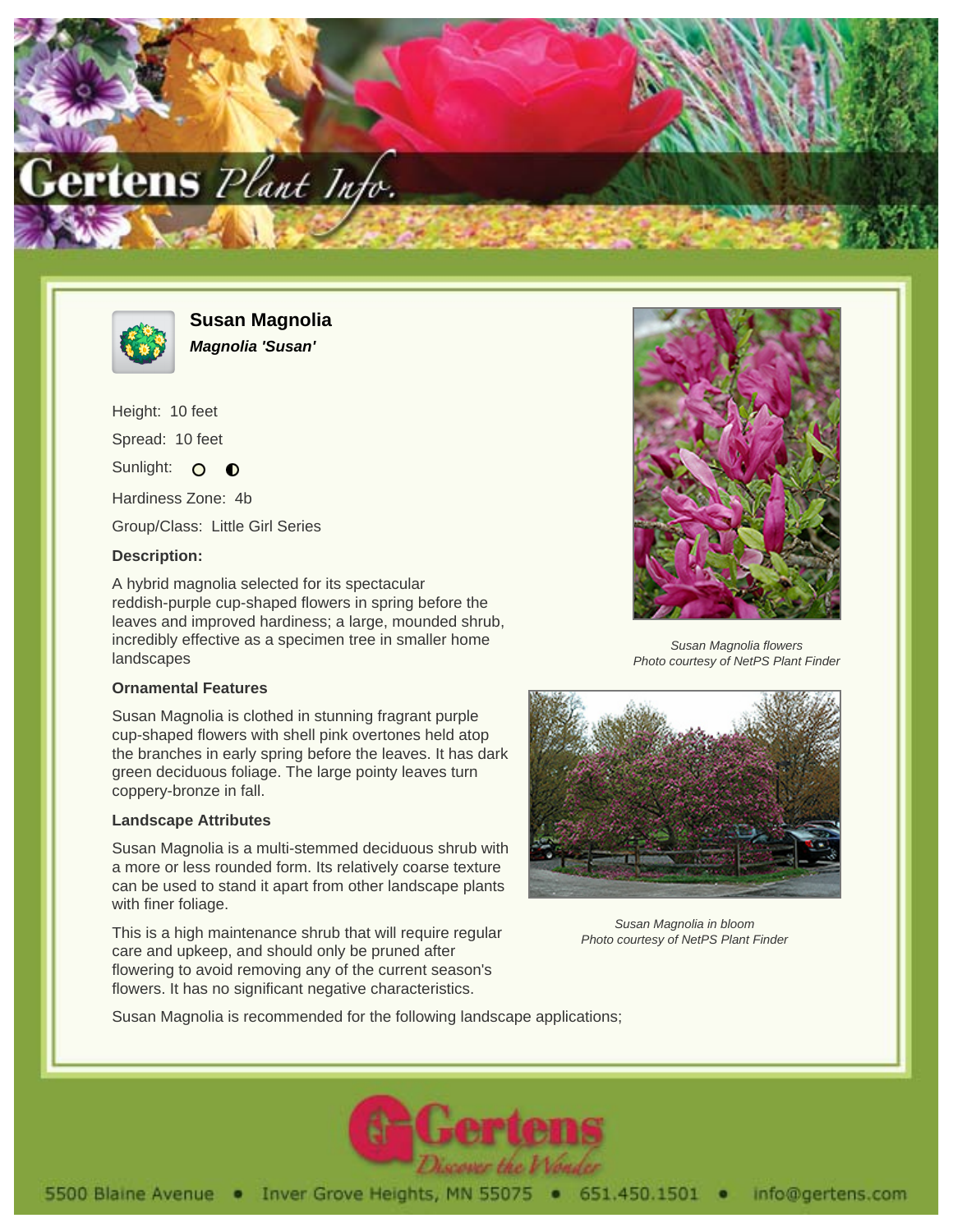# Susan Magnolia

***Magnolia 'Susan'***

Height: 10 feet

Spread: 10 feet

Sunlight: ○ ◐

Hardiness Zone: 4b

Group/Class: Little Girl Series

### Description:

A hybrid magnolia selected for its spectacular reddish-purple cup-shaped flowers in spring before the leaves and improved hardiness; a large, mounded shrub, incredibly effective as a specimen tree in smaller home landscapes

*Susan Magnolia flowers*
*Photo courtesy of NetPS Plant Finder*

### Ornamental Features

Susan Magnolia is clothed in stunning fragrant purple cup-shaped flowers with shell pink overtones held atop the branches in early spring before the leaves. It has dark green deciduous foliage. The large pointy leaves turn coppery-bronze in fall.

### Landscape Attributes

Susan Magnolia is a multi-stemmed deciduous shrub with a more or less rounded form. Its relatively coarse texture can be used to stand it apart from other landscape plants with finer foliage.

This is a high maintenance shrub that will require regular care and upkeep, and should only be pruned after flowering to avoid removing any of the current season's flowers. It has no significant negative characteristics.

*Susan Magnolia in bloom*
*Photo courtesy of NetPS Plant Finder*

Susan Magnolia is recommended for the following landscape applications;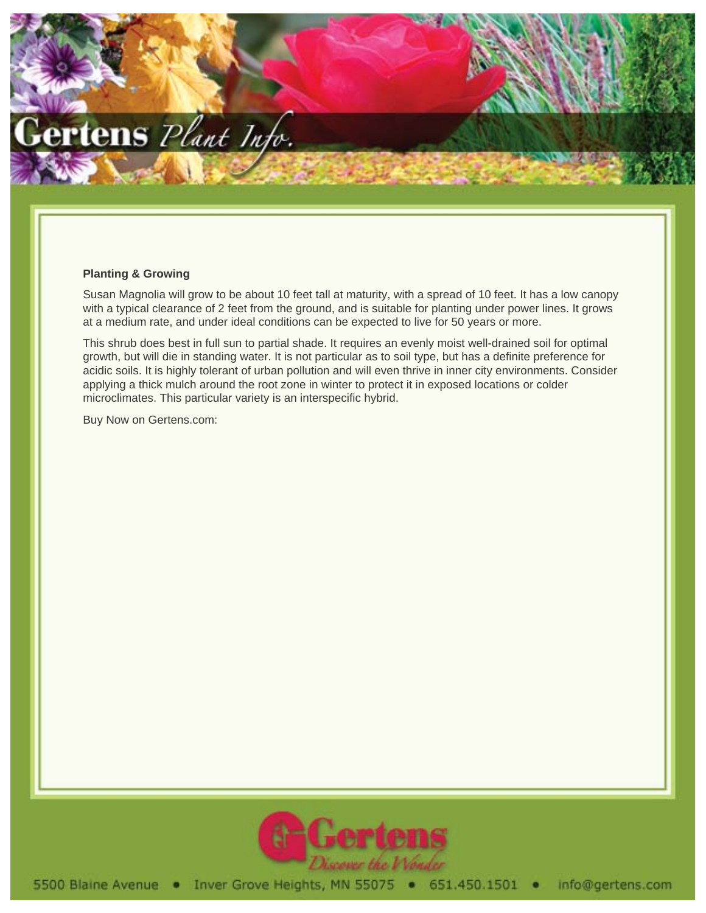**Planting & Growing**

Susan Magnolia will grow to be about 10 feet tall at maturity, with a spread of 10 feet. It has a low canopy with a typical clearance of 2 feet from the ground, and is suitable for planting under power lines. It grows at a medium rate, and under ideal conditions can be expected to live for 50 years or more.

This shrub does best in full sun to partial shade. It requires an evenly moist well-drained soil for optimal growth, but will die in standing water. It is not particular as to soil type, but has a definite preference for acidic soils. It is highly tolerant of urban pollution and will even thrive in inner city environments. Consider applying a thick mulch around the root zone in winter to protect it in exposed locations or colder microclimates. This particular variety is an interspecific hybrid.

Buy Now on Gertens.com: